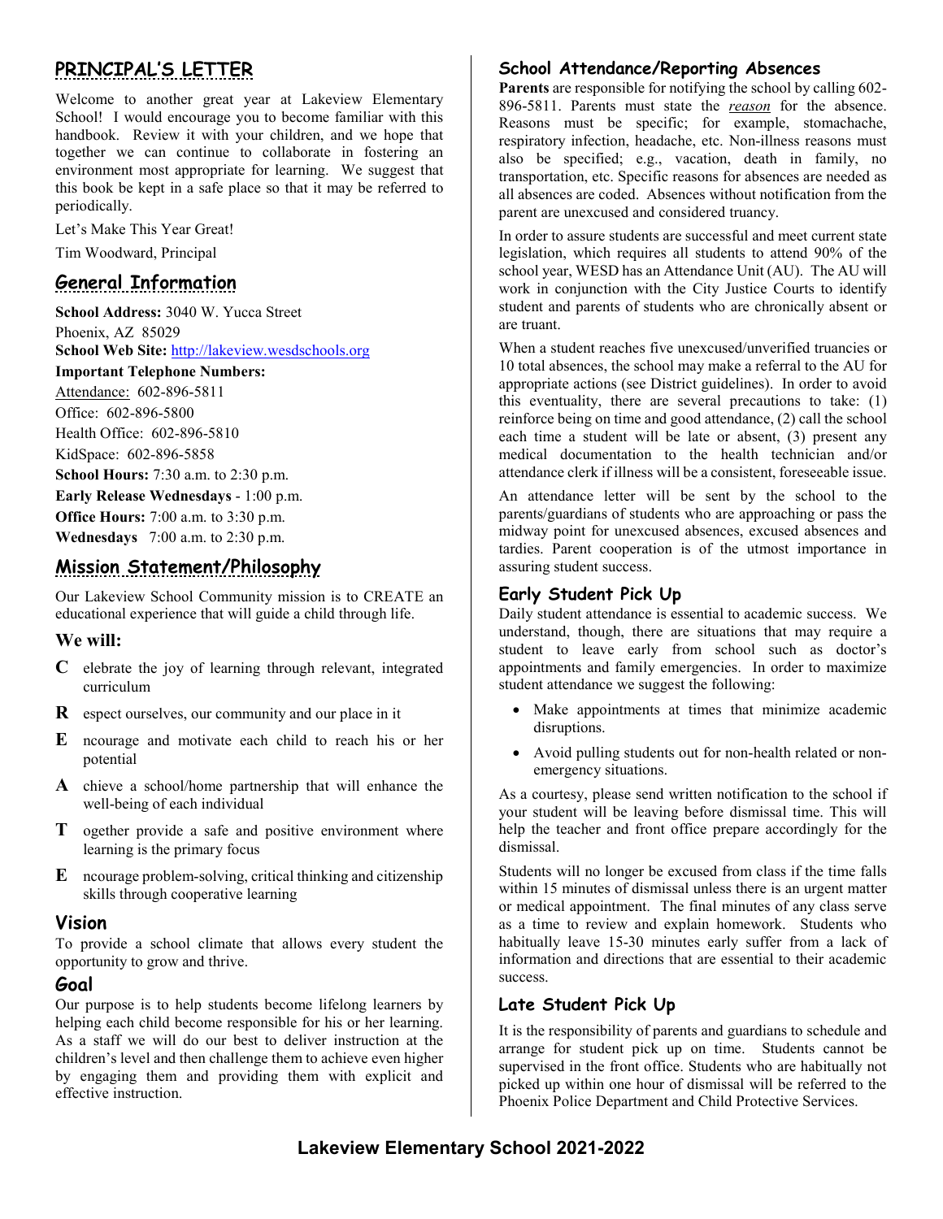## PRINCIPAL'S LETTER

Welcome to another great year at Lakeview Elementary School! I would encourage you to become familiar with this handbook. Review it with your children, and we hope that together we can continue to collaborate in fostering an environment most appropriate for learning. We suggest that this book be kept in a safe place so that it may be referred to periodically.

Let's Make This Year Great!

Tim Woodward, Principal

## General Information

**School Address:** 3040 W. Yucca Street
Phoenix, AZ 85029
**School Web Site:** http://lakeview.wesdschools.org
**Important Telephone Numbers:**
Attendance: 602-896-5811
Office: 602-896-5800
Health Office: 602-896-5810
KidSpace: 602-896-5858
**School Hours:** 7:30 a.m. to 2:30 p.m.
**Early Release Wednesdays** - 1:00 p.m.
**Office Hours:** 7:00 a.m. to 3:30 p.m.
**Wednesdays** 7:00 a.m. to 2:30 p.m.

## Mission Statement/Philosophy

Our Lakeview School Community mission is to CREATE an educational experience that will guide a child through life.

### We will:

- **C** elebrate the joy of learning through relevant, integrated curriculum
- **R** espect ourselves, our community and our place in it
- **E** ncourage and motivate each child to reach his or her potential
- **A** chieve a school/home partnership that will enhance the well-being of each individual
- **T** ogether provide a safe and positive environment where learning is the primary focus
- **E** ncourage problem-solving, critical thinking and citizenship skills through cooperative learning

### Vision

To provide a school climate that allows every student the opportunity to grow and thrive.

### Goal

Our purpose is to help students become lifelong learners by helping each child become responsible for his or her learning. As a staff we will do our best to deliver instruction at the children's level and then challenge them to achieve even higher by engaging them and providing them with explicit and effective instruction.

### School Attendance/Reporting Absences

**Parents** are responsible for notifying the school by calling 602-896-5811. Parents must state the *reason* for the absence. Reasons must be specific; for example, stomachache, respiratory infection, headache, etc. Non-illness reasons must also be specified; e.g., vacation, death in family, no transportation, etc. Specific reasons for absences are needed as all absences are coded. Absences without notification from the parent are unexcused and considered truancy.

In order to assure students are successful and meet current state legislation, which requires all students to attend 90% of the school year, WESD has an Attendance Unit (AU). The AU will work in conjunction with the City Justice Courts to identify student and parents of students who are chronically absent or are truant.

When a student reaches five unexcused/unverified truancies or 10 total absences, the school may make a referral to the AU for appropriate actions (see District guidelines). In order to avoid this eventuality, there are several precautions to take: (1) reinforce being on time and good attendance, (2) call the school each time a student will be late or absent, (3) present any medical documentation to the health technician and/or attendance clerk if illness will be a consistent, foreseeable issue.

An attendance letter will be sent by the school to the parents/guardians of students who are approaching or pass the midway point for unexcused absences, excused absences and tardies. Parent cooperation is of the utmost importance in assuring student success.

### Early Student Pick Up

Daily student attendance is essential to academic success. We understand, though, there are situations that may require a student to leave early from school such as doctor's appointments and family emergencies. In order to maximize student attendance we suggest the following:

- Make appointments at times that minimize academic disruptions.
- Avoid pulling students out for non-health related or non-emergency situations.

As a courtesy, please send written notification to the school if your student will be leaving before dismissal time. This will help the teacher and front office prepare accordingly for the dismissal.

Students will no longer be excused from class if the time falls within 15 minutes of dismissal unless there is an urgent matter or medical appointment. The final minutes of any class serve as a time to review and explain homework. Students who habitually leave 15-30 minutes early suffer from a lack of information and directions that are essential to their academic success.

### Late Student Pick Up

It is the responsibility of parents and guardians to schedule and arrange for student pick up on time. Students cannot be supervised in the front office. Students who are habitually not picked up within one hour of dismissal will be referred to the Phoenix Police Department and Child Protective Services.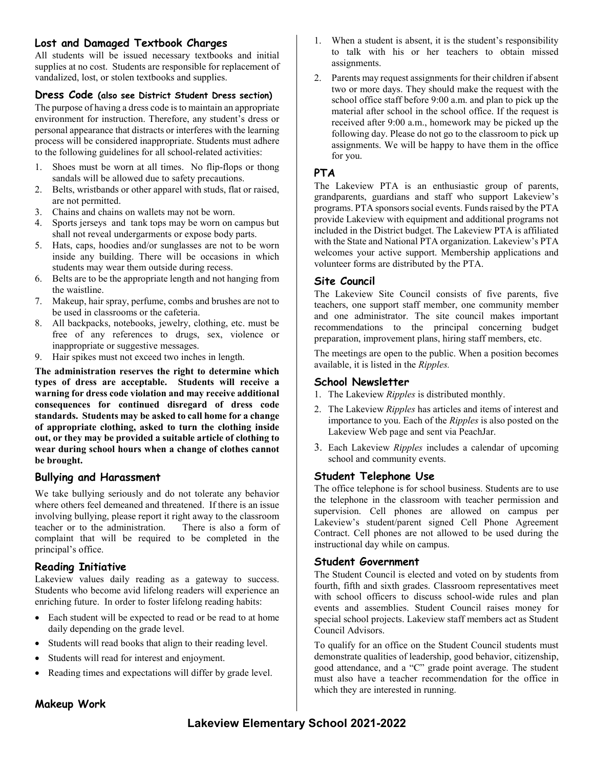## Lost and Damaged Textbook Charges

All students will be issued necessary textbooks and initial supplies at no cost. Students are responsible for replacement of vandalized, lost, or stolen textbooks and supplies.

## Dress Code (also see District Student Dress section)

The purpose of having a dress code is to maintain an appropriate environment for instruction. Therefore, any student's dress or personal appearance that distracts or interferes with the learning process will be considered inappropriate. Students must adhere to the following guidelines for all school-related activities:

1. Shoes must be worn at all times. No flip-flops or thong sandals will be allowed due to safety precautions.
2. Belts, wristbands or other apparel with studs, flat or raised, are not permitted.
3. Chains and chains on wallets may not be worn.
4. Sports jerseys and tank tops may be worn on campus but shall not reveal undergarments or expose body parts.
5. Hats, caps, hoodies and/or sunglasses are not to be worn inside any building. There will be occasions in which students may wear them outside during recess.
6. Belts are to be the appropriate length and not hanging from the waistline.
7. Makeup, hair spray, perfume, combs and brushes are not to be used in classrooms or the cafeteria.
8. All backpacks, notebooks, jewelry, clothing, etc. must be free of any references to drugs, sex, violence or inappropriate or suggestive messages.
9. Hair spikes must not exceed two inches in length.

**The administration reserves the right to determine which types of dress are acceptable. Students will receive a warning for dress code violation and may receive additional consequences for continued disregard of dress code standards. Students may be asked to call home for a change of appropriate clothing, asked to turn the clothing inside out, or they may be provided a suitable article of clothing to wear during school hours when a change of clothes cannot be brought.**

## Bullying and Harassment

We take bullying seriously and do not tolerate any behavior where others feel demeaned and threatened. If there is an issue involving bullying, please report it right away to the classroom teacher or to the administration. There is also a form of complaint that will be required to be completed in the principal's office.

## Reading Initiative

Lakeview values daily reading as a gateway to success. Students who become avid lifelong readers will experience an enriching future. In order to foster lifelong reading habits:

- Each student will be expected to read or be read to at home daily depending on the grade level.
- Students will read books that align to their reading level.
- Students will read for interest and enjoyment.
- Reading times and expectations will differ by grade level.

## Makeup Work

1. When a student is absent, it is the student's responsibility to talk with his or her teachers to obtain missed assignments.
2. Parents may request assignments for their children if absent two or more days. They should make the request with the school office staff before 9:00 a.m. and plan to pick up the material after school in the school office. If the request is received after 9:00 a.m., homework may be picked up the following day. Please do not go to the classroom to pick up assignments. We will be happy to have them in the office for you.

## PTA

The Lakeview PTA is an enthusiastic group of parents, grandparents, guardians and staff who support Lakeview's programs. PTA sponsors social events. Funds raised by the PTA provide Lakeview with equipment and additional programs not included in the District budget. The Lakeview PTA is affiliated with the State and National PTA organization. Lakeview's PTA welcomes your active support. Membership applications and volunteer forms are distributed by the PTA.

## Site Council

The Lakeview Site Council consists of five parents, five teachers, one support staff member, one community member and one administrator. The site council makes important recommendations to the principal concerning budget preparation, improvement plans, hiring staff members, etc.

The meetings are open to the public. When a position becomes available, it is listed in the *Ripples.*

## School Newsletter

1. The Lakeview *Ripples* is distributed monthly.
2. The Lakeview *Ripples* has articles and items of interest and importance to you. Each of the *Ripples* is also posted on the Lakeview Web page and sent via PeachJar.
3. Each Lakeview *Ripples* includes a calendar of upcoming school and community events.

## Student Telephone Use

The office telephone is for school business. Students are to use the telephone in the classroom with teacher permission and supervision. Cell phones are allowed on campus per Lakeview's student/parent signed Cell Phone Agreement Contract. Cell phones are not allowed to be used during the instructional day while on campus.

## Student Government

The Student Council is elected and voted on by students from fourth, fifth and sixth grades. Classroom representatives meet with school officers to discuss school-wide rules and plan events and assemblies. Student Council raises money for special school projects. Lakeview staff members act as Student Council Advisors.

To qualify for an office on the Student Council students must demonstrate qualities of leadership, good behavior, citizenship, good attendance, and a "C" grade point average. The student must also have a teacher recommendation for the office in which they are interested in running.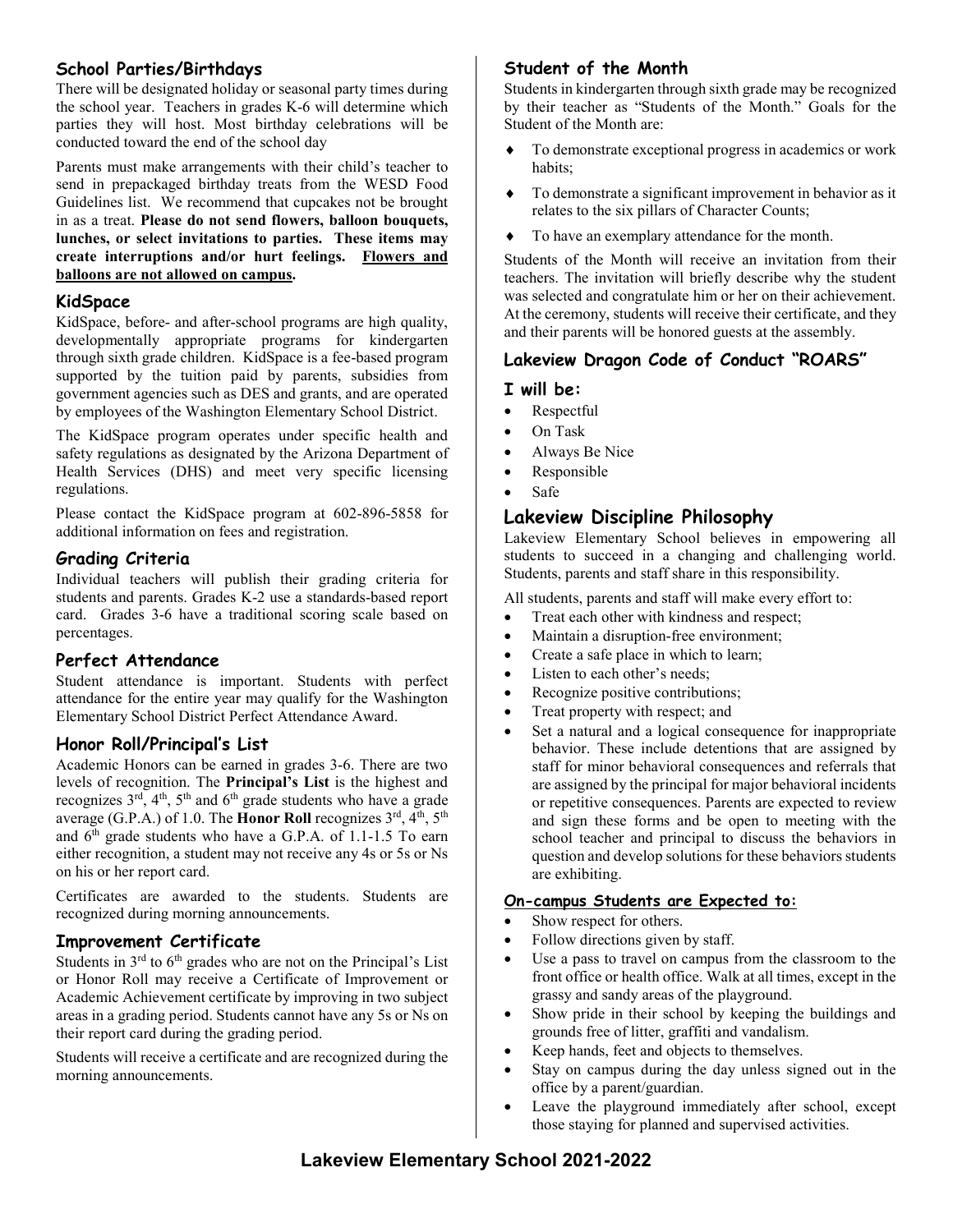### School Parties/Birthdays

There will be designated holiday or seasonal party times during the school year. Teachers in grades K-6 will determine which parties they will host. Most birthday celebrations will be conducted toward the end of the school day

Parents must make arrangements with their child's teacher to send in prepackaged birthday treats from the WESD Food Guidelines list. We recommend that cupcakes not be brought in as a treat. **Please do not send flowers, balloon bouquets, lunches, or select invitations to parties. These items may create interruptions and/or hurt feelings. Flowers and balloons are not allowed on campus.**

### KidSpace

KidSpace, before- and after-school programs are high quality, developmentally appropriate programs for kindergarten through sixth grade children. KidSpace is a fee-based program supported by the tuition paid by parents, subsidies from government agencies such as DES and grants, and are operated by employees of the Washington Elementary School District.

The KidSpace program operates under specific health and safety regulations as designated by the Arizona Department of Health Services (DHS) and meet very specific licensing regulations.

Please contact the KidSpace program at 602-896-5858 for additional information on fees and registration.

### Grading Criteria

Individual teachers will publish their grading criteria for students and parents. Grades K-2 use a standards-based report card. Grades 3-6 have a traditional scoring scale based on percentages.

### Perfect Attendance

Student attendance is important. Students with perfect attendance for the entire year may qualify for the Washington Elementary School District Perfect Attendance Award.

### Honor Roll/Principal's List

Academic Honors can be earned in grades 3-6. There are two levels of recognition. The **Principal's List** is the highest and recognizes 3rd, 4th, 5th and 6th grade students who have a grade average (G.P.A.) of 1.0. The **Honor Roll** recognizes 3rd, 4th, 5th and 6th grade students who have a G.P.A. of 1.1-1.5 To earn either recognition, a student may not receive any 4s or 5s or Ns on his or her report card.

Certificates are awarded to the students. Students are recognized during morning announcements.

### Improvement Certificate

Students in 3rd to 6th grades who are not on the Principal's List or Honor Roll may receive a Certificate of Improvement or Academic Achievement certificate by improving in two subject areas in a grading period. Students cannot have any 5s or Ns on their report card during the grading period.

Students will receive a certificate and are recognized during the morning announcements.

### Student of the Month

Students in kindergarten through sixth grade may be recognized by their teacher as "Students of the Month." Goals for the Student of the Month are:

- To demonstrate exceptional progress in academics or work habits;
- To demonstrate a significant improvement in behavior as it relates to the six pillars of Character Counts;
- To have an exemplary attendance for the month.

Students of the Month will receive an invitation from their teachers. The invitation will briefly describe why the student was selected and congratulate him or her on their achievement. At the ceremony, students will receive their certificate, and they and their parents will be honored guests at the assembly.

### Lakeview Dragon Code of Conduct "ROARS"

#### I will be:

- Respectful
- On Task
- Always Be Nice
- Responsible
- Safe

## Lakeview Discipline Philosophy

Lakeview Elementary School believes in empowering all students to succeed in a changing and challenging world. Students, parents and staff share in this responsibility.

All students, parents and staff will make every effort to:

- Treat each other with kindness and respect;
- Maintain a disruption-free environment;
- Create a safe place in which to learn;
- Listen to each other's needs;
- Recognize positive contributions;
- Treat property with respect; and
- Set a natural and a logical consequence for inappropriate behavior. These include detentions that are assigned by staff for minor behavioral consequences and referrals that are assigned by the principal for major behavioral incidents or repetitive consequences. Parents are expected to review and sign these forms and be open to meeting with the school teacher and principal to discuss the behaviors in question and develop solutions for these behaviors students are exhibiting.

#### On-campus Students are Expected to:

- Show respect for others.
- Follow directions given by staff.
- Use a pass to travel on campus from the classroom to the front office or health office. Walk at all times, except in the grassy and sandy areas of the playground.
- Show pride in their school by keeping the buildings and grounds free of litter, graffiti and vandalism.
- Keep hands, feet and objects to themselves.
- Stay on campus during the day unless signed out in the office by a parent/guardian.
- Leave the playground immediately after school, except those staying for planned and supervised activities.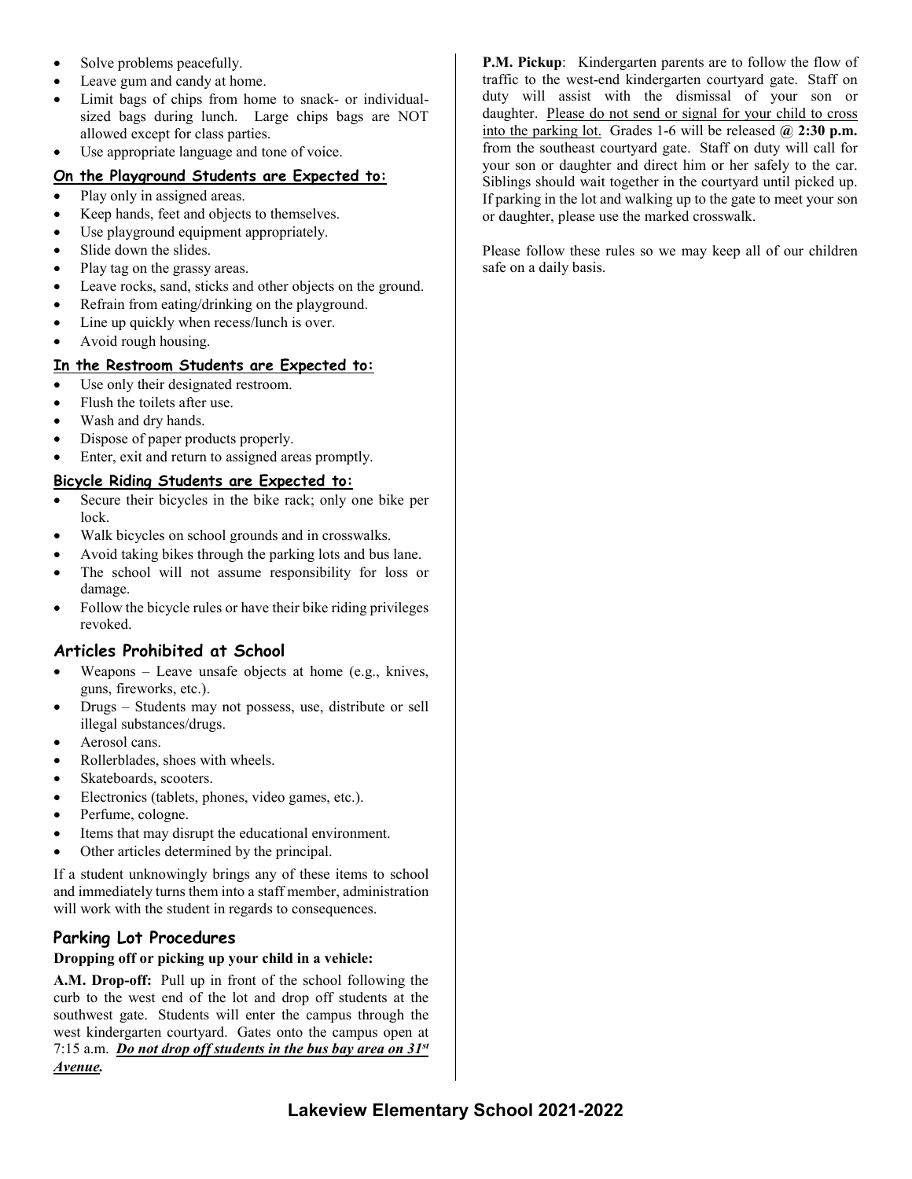- Solve problems peacefully.
- Leave gum and candy at home.
- Limit bags of chips from home to snack- or individual-sized bags during lunch. Large chips bags are NOT allowed except for class parties.
- Use appropriate language and tone of voice.

#### On the Playground Students are Expected to:

- Play only in assigned areas.
- Keep hands, feet and objects to themselves.
- Use playground equipment appropriately.
- Slide down the slides.
- Play tag on the grassy areas.
- Leave rocks, sand, sticks and other objects on the ground.
- Refrain from eating/drinking on the playground.
- Line up quickly when recess/lunch is over.
- Avoid rough housing.

#### In the Restroom Students are Expected to:

- Use only their designated restroom.
- Flush the toilets after use.
- Wash and dry hands.
- Dispose of paper products properly.
- Enter, exit and return to assigned areas promptly.

#### Bicycle Riding Students are Expected to:

- Secure their bicycles in the bike rack; only one bike per lock.
- Walk bicycles on school grounds and in crosswalks.
- Avoid taking bikes through the parking lots and bus lane.
- The school will not assume responsibility for loss or damage.
- Follow the bicycle rules or have their bike riding privileges revoked.

### Articles Prohibited at School

- Weapons – Leave unsafe objects at home (e.g., knives, guns, fireworks, etc.).
- Drugs – Students may not possess, use, distribute or sell illegal substances/drugs.
- Aerosol cans.
- Rollerblades, shoes with wheels.
- Skateboards, scooters.
- Electronics (tablets, phones, video games, etc.).
- Perfume, cologne.
- Items that may disrupt the educational environment.
- Other articles determined by the principal.

If a student unknowingly brings any of these items to school and immediately turns them into a staff member, administration will work with the student in regards to consequences.

### Parking Lot Procedures

**Dropping off or picking up your child in a vehicle:**

**A.M. Drop-off:** Pull up in front of the school following the curb to the west end of the lot and drop off students at the southwest gate. Students will enter the campus through the west kindergarten courtyard. Gates onto the campus open at 7:15 a.m. ***Do not drop off students in the bus bay area on 31st Avenue.***

**P.M. Pickup**: Kindergarten parents are to follow the flow of traffic to the west-end kindergarten courtyard gate. Staff on duty will assist with the dismissal of your son or daughter. Please do not send or signal for your child to cross into the parking lot. Grades 1-6 will be released **@ 2:30 p.m.** from the southeast courtyard gate. Staff on duty will call for your son or daughter and direct him or her safely to the car. Siblings should wait together in the courtyard until picked up. If parking in the lot and walking up to the gate to meet your son or daughter, please use the marked crosswalk.

Please follow these rules so we may keep all of our children safe on a daily basis.